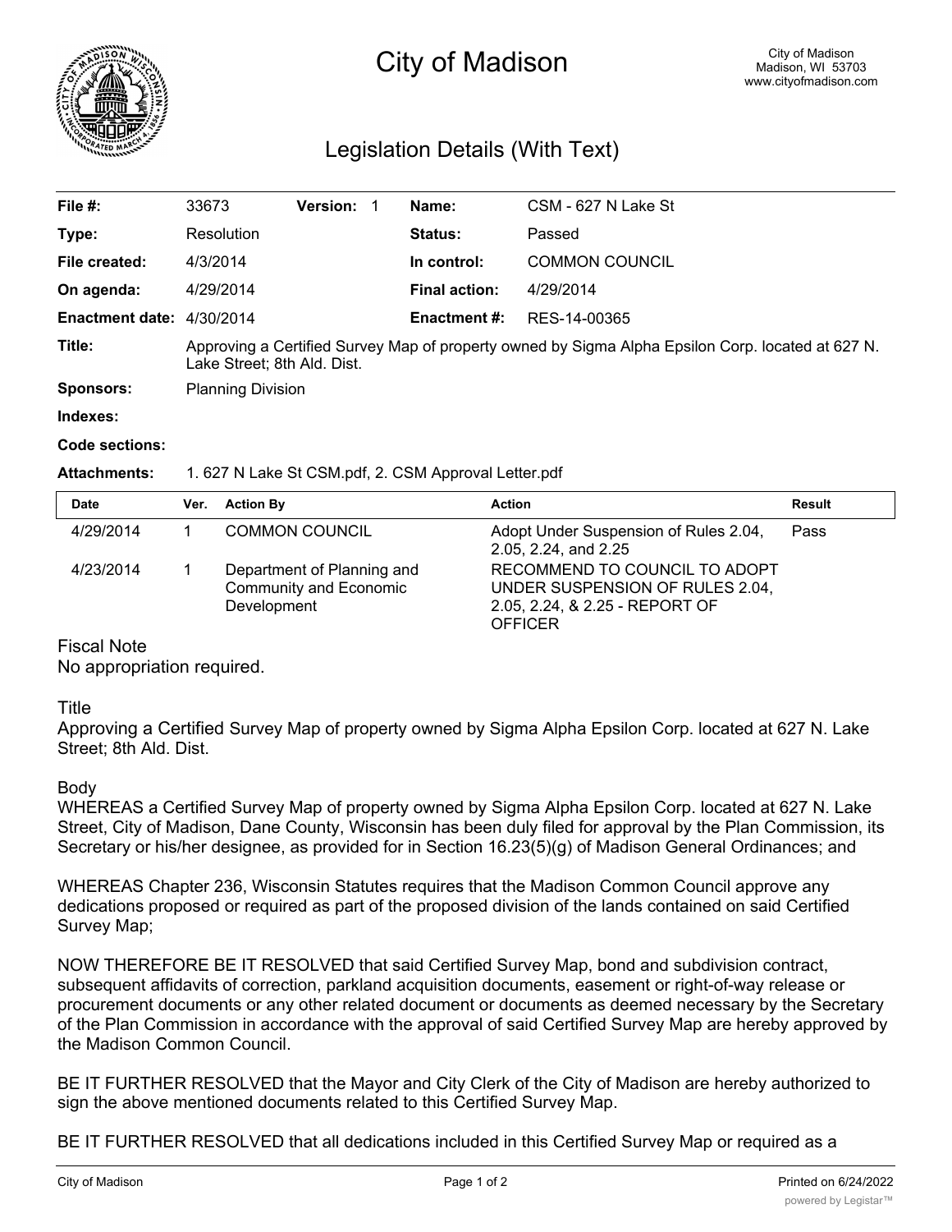# City of Madison

City of Madison
Madison, WI 53703
www.cityofmadison.com

## Legislation Details (With Text)

| | | | | | |
|---|---|---|---|---|---|
| **File #:** | 33673 | **Version:** 1 | | **Name:** | CSM - 627 N Lake St |
| **Type:** | Resolution | | | **Status:** | Passed |
| **File created:** | 4/3/2014 | | | **In control:** | COMMON COUNCIL |
| **On agenda:** | 4/29/2014 | | | **Final action:** | 4/29/2014 |
| **Enactment date:** | 4/30/2014 | | | **Enactment #:** | RES-14-00365 |

**Title:** Approving a Certified Survey Map of property owned by Sigma Alpha Epsilon Corp. located at 627 N. Lake Street; 8th Ald. Dist.

**Sponsors:** Planning Division

**Indexes:**

**Code sections:**

**Attachments:** 1. 627 N Lake St CSM.pdf, 2. CSM Approval Letter.pdf

| Date | Ver. | Action By | Action | Result |
|---|---|---|---|---|
| 4/29/2014 | 1 | COMMON COUNCIL | Adopt Under Suspension of Rules 2.04, 2.05, 2.24, and 2.25 | Pass |
| 4/23/2014 | 1 | Department of Planning and Community and Economic Development | RECOMMEND TO COUNCIL TO ADOPT UNDER SUSPENSION OF RULES 2.04, 2.05, 2.24, & 2.25 - REPORT OF OFFICER | |

Fiscal Note

No appropriation required.

Title

Approving a Certified Survey Map of property owned by Sigma Alpha Epsilon Corp. located at 627 N. Lake Street; 8th Ald. Dist.

Body

WHEREAS a Certified Survey Map of property owned by Sigma Alpha Epsilon Corp. located at 627 N. Lake Street, City of Madison, Dane County, Wisconsin has been duly filed for approval by the Plan Commission, its Secretary or his/her designee, as provided for in Section 16.23(5)(g) of Madison General Ordinances; and

WHEREAS Chapter 236, Wisconsin Statutes requires that the Madison Common Council approve any dedications proposed or required as part of the proposed division of the lands contained on said Certified Survey Map;

NOW THEREFORE BE IT RESOLVED that said Certified Survey Map, bond and subdivision contract, subsequent affidavits of correction, parkland acquisition documents, easement or right-of-way release or procurement documents or any other related document or documents as deemed necessary by the Secretary of the Plan Commission in accordance with the approval of said Certified Survey Map are hereby approved by the Madison Common Council.

BE IT FURTHER RESOLVED that the Mayor and City Clerk of the City of Madison are hereby authorized to sign the above mentioned documents related to this Certified Survey Map.

BE IT FURTHER RESOLVED that all dedications included in this Certified Survey Map or required as a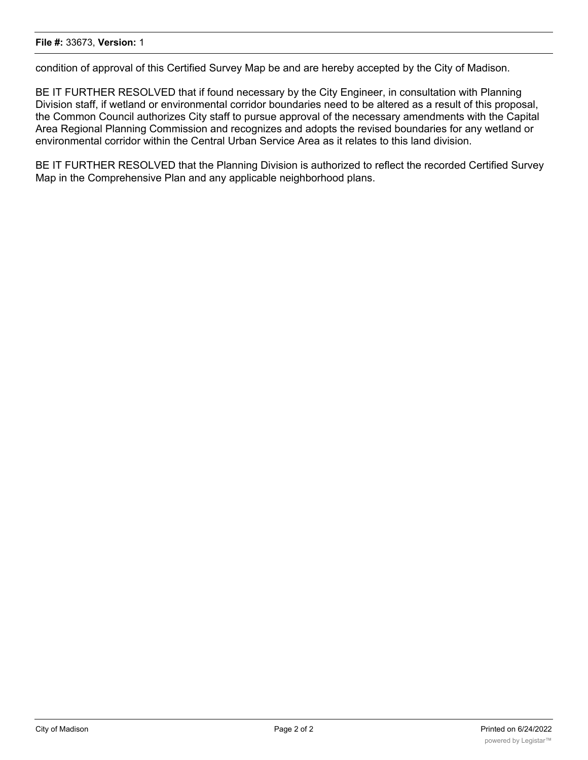condition of approval of this Certified Survey Map be and are hereby accepted by the City of Madison.

BE IT FURTHER RESOLVED that if found necessary by the City Engineer, in consultation with Planning Division staff, if wetland or environmental corridor boundaries need to be altered as a result of this proposal, the Common Council authorizes City staff to pursue approval of the necessary amendments with the Capital Area Regional Planning Commission and recognizes and adopts the revised boundaries for any wetland or environmental corridor within the Central Urban Service Area as it relates to this land division.

BE IT FURTHER RESOLVED that the Planning Division is authorized to reflect the recorded Certified Survey Map in the Comprehensive Plan and any applicable neighborhood plans.